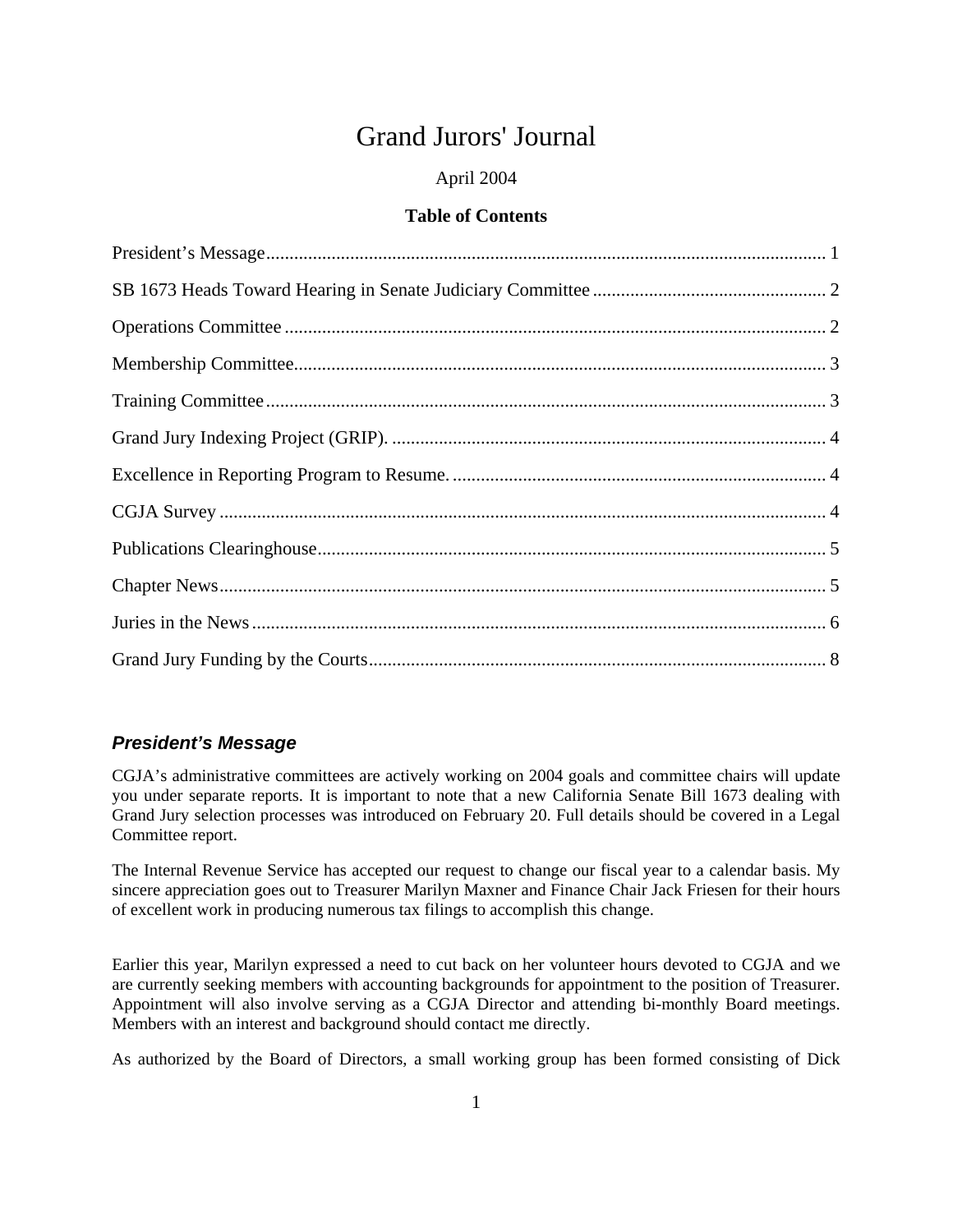# Grand Jurors' Journal

April 2004

**Table of Contents**

President's Message........................................................................................................................ 1

SB 1673 Heads Toward Hearing in Senate Judiciary Committee .................................................. 2

Operations Committee .................................................................................................................... 2

Membership Committee.................................................................................................................. 3

Training Committee ........................................................................................................................ 3

Grand Jury Indexing Project (GRIP). ............................................................................................. 4

Excellence in Reporting Program to Resume. ................................................................................ 4

CGJA Survey .................................................................................................................................. 4

Publications Clearinghouse............................................................................................................. 5

Chapter News.................................................................................................................................. 5

Juries in the News ........................................................................................................................... 6

Grand Jury Funding by the Courts.................................................................................................. 8

## ***President's Message***

CGJA's administrative committees are actively working on 2004 goals and committee chairs will update you under separate reports. It is important to note that a new California Senate Bill 1673 dealing with Grand Jury selection processes was introduced on February 20. Full details should be covered in a Legal Committee report.

The Internal Revenue Service has accepted our request to change our fiscal year to a calendar basis. My sincere appreciation goes out to Treasurer Marilyn Maxner and Finance Chair Jack Friesen for their hours of excellent work in producing numerous tax filings to accomplish this change.

Earlier this year, Marilyn expressed a need to cut back on her volunteer hours devoted to CGJA and we are currently seeking members with accounting backgrounds for appointment to the position of Treasurer. Appointment will also involve serving as a CGJA Director and attending bi-monthly Board meetings. Members with an interest and background should contact me directly.

As authorized by the Board of Directors, a small working group has been formed consisting of Dick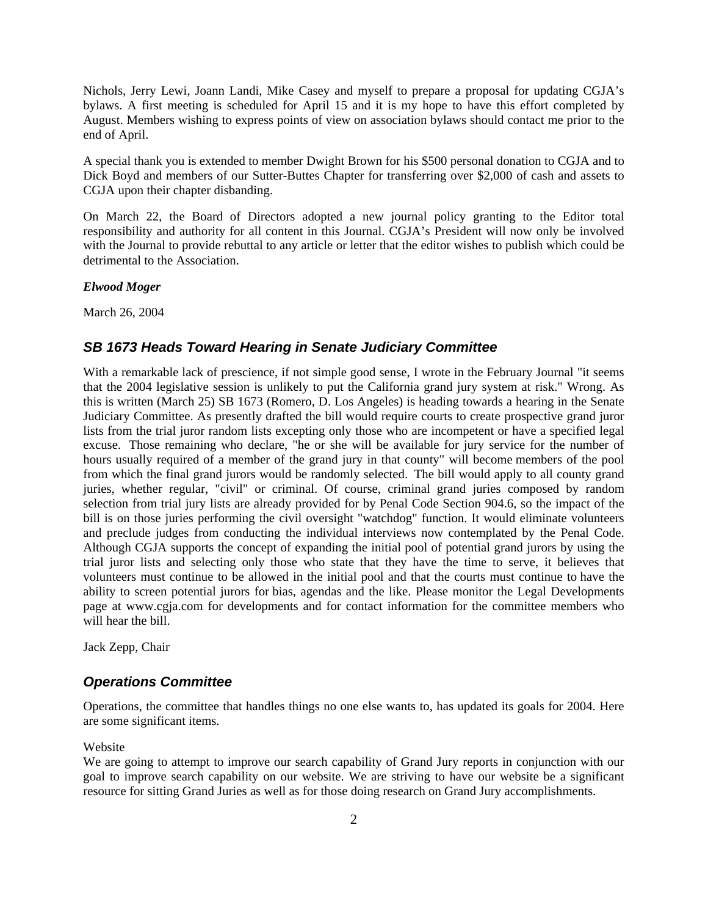Nichols, Jerry Lewi, Joann Landi, Mike Casey and myself to prepare a proposal for updating CGJA's bylaws. A first meeting is scheduled for April 15 and it is my hope to have this effort completed by August. Members wishing to express points of view on association bylaws should contact me prior to the end of April.

A special thank you is extended to member Dwight Brown for his $500 personal donation to CGJA and to Dick Boyd and members of our Sutter-Buttes Chapter for transferring over $2,000 of cash and assets to CGJA upon their chapter disbanding.

On March 22, the Board of Directors adopted a new journal policy granting to the Editor total responsibility and authority for all content in this Journal. CGJA's President will now only be involved with the Journal to provide rebuttal to any article or letter that the editor wishes to publish which could be detrimental to the Association.

***Elwood Moger***

March 26, 2004

## *SB 1673 Heads Toward Hearing in Senate Judiciary Committee*

With a remarkable lack of prescience, if not simple good sense, I wrote in the February Journal "it seems that the 2004 legislative session is unlikely to put the California grand jury system at risk." Wrong. As this is written (March 25) SB 1673 (Romero, D. Los Angeles) is heading towards a hearing in the Senate Judiciary Committee. As presently drafted the bill would require courts to create prospective grand juror lists from the trial juror random lists excepting only those who are incompetent or have a specified legal excuse. Those remaining who declare, "he or she will be available for jury service for the number of hours usually required of a member of the grand jury in that county" will become members of the pool from which the final grand jurors would be randomly selected. The bill would apply to all county grand juries, whether regular, "civil" or criminal. Of course, criminal grand juries composed by random selection from trial jury lists are already provided for by Penal Code Section 904.6, so the impact of the bill is on those juries performing the civil oversight "watchdog" function. It would eliminate volunteers and preclude judges from conducting the individual interviews now contemplated by the Penal Code. Although CGJA supports the concept of expanding the initial pool of potential grand jurors by using the trial juror lists and selecting only those who state that they have the time to serve, it believes that volunteers must continue to be allowed in the initial pool and that the courts must continue to have the ability to screen potential jurors for bias, agendas and the like. Please monitor the Legal Developments page at www.cgja.com for developments and for contact information for the committee members who will hear the bill.

Jack Zepp, Chair

## *Operations Committee*

Operations, the committee that handles things no one else wants to, has updated its goals for 2004. Here are some significant items.

Website
We are going to attempt to improve our search capability of Grand Jury reports in conjunction with our goal to improve search capability on our website. We are striving to have our website be a significant resource for sitting Grand Juries as well as for those doing research on Grand Jury accomplishments.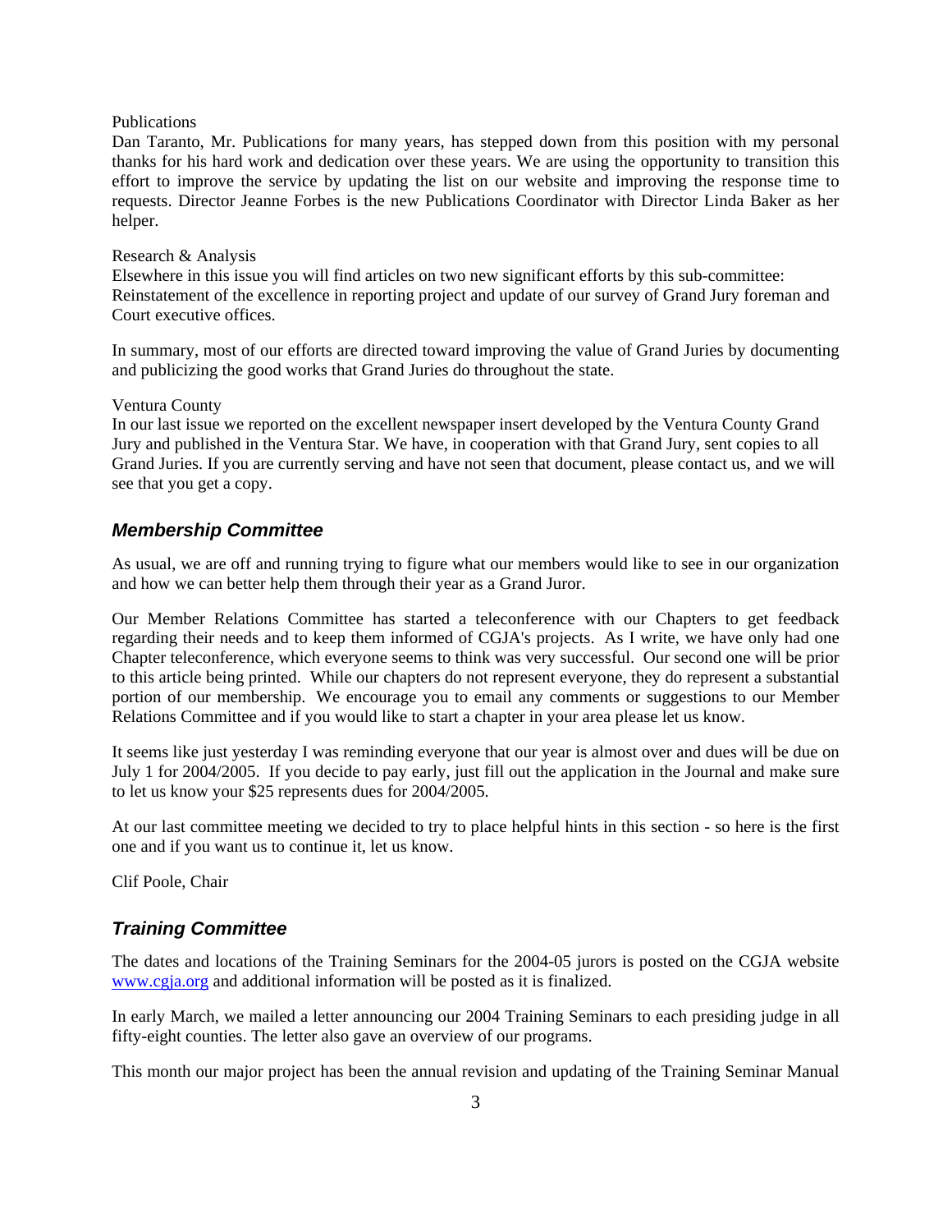Publications

Dan Taranto, Mr. Publications for many years, has stepped down from this position with my personal thanks for his hard work and dedication over these years. We are using the opportunity to transition this effort to improve the service by updating the list on our website and improving the response time to requests. Director Jeanne Forbes is the new Publications Coordinator with Director Linda Baker as her helper.

Research & Analysis

Elsewhere in this issue you will find articles on two new significant efforts by this sub-committee: Reinstatement of the excellence in reporting project and update of our survey of Grand Jury foreman and Court executive offices.

In summary, most of our efforts are directed toward improving the value of Grand Juries by documenting and publicizing the good works that Grand Juries do throughout the state.

Ventura County

In our last issue we reported on the excellent newspaper insert developed by the Ventura County Grand Jury and published in the Ventura Star. We have, in cooperation with that Grand Jury, sent copies to all Grand Juries. If you are currently serving and have not seen that document, please contact us, and we will see that you get a copy.

## *Membership Committee*

As usual, we are off and running trying to figure what our members would like to see in our organization and how we can better help them through their year as a Grand Juror.

Our Member Relations Committee has started a teleconference with our Chapters to get feedback regarding their needs and to keep them informed of CGJA's projects. As I write, we have only had one Chapter teleconference, which everyone seems to think was very successful. Our second one will be prior to this article being printed. While our chapters do not represent everyone, they do represent a substantial portion of our membership. We encourage you to email any comments or suggestions to our Member Relations Committee and if you would like to start a chapter in your area please let us know.

It seems like just yesterday I was reminding everyone that our year is almost over and dues will be due on July 1 for 2004/2005. If you decide to pay early, just fill out the application in the Journal and make sure to let us know your $25 represents dues for 2004/2005.

At our last committee meeting we decided to try to place helpful hints in this section - so here is the first one and if you want us to continue it, let us know.

Clif Poole, Chair

## *Training Committee*

The dates and locations of the Training Seminars for the 2004-05 jurors is posted on the CGJA website www.cgja.org and additional information will be posted as it is finalized.

In early March, we mailed a letter announcing our 2004 Training Seminars to each presiding judge in all fifty-eight counties. The letter also gave an overview of our programs.

This month our major project has been the annual revision and updating of the Training Seminar Manual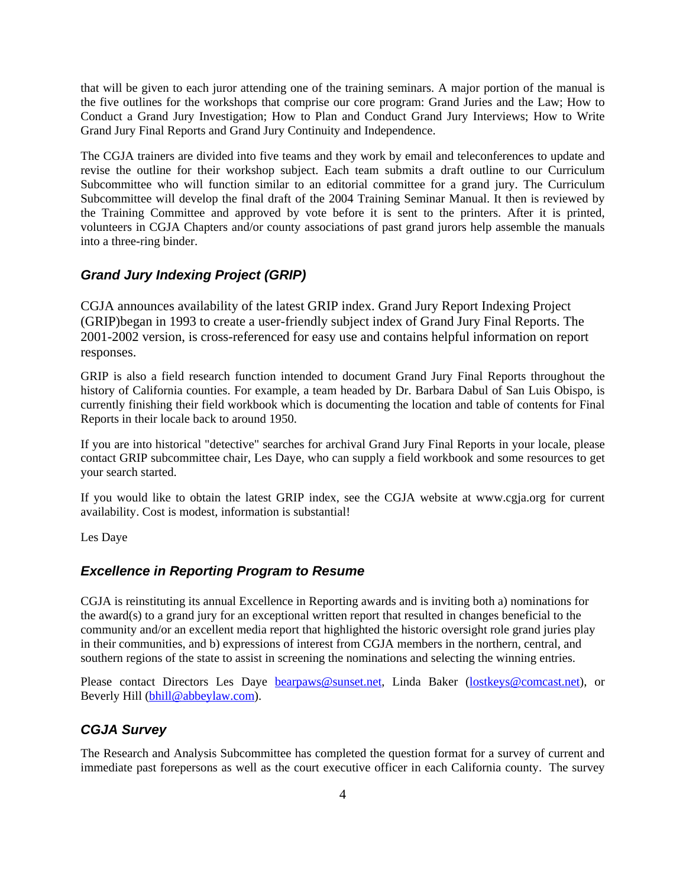that will be given to each juror attending one of the training seminars. A major portion of the manual is the five outlines for the workshops that comprise our core program: Grand Juries and the Law; How to Conduct a Grand Jury Investigation; How to Plan and Conduct Grand Jury Interviews; How to Write Grand Jury Final Reports and Grand Jury Continuity and Independence.

The CGJA trainers are divided into five teams and they work by email and teleconferences to update and revise the outline for their workshop subject. Each team submits a draft outline to our Curriculum Subcommittee who will function similar to an editorial committee for a grand jury. The Curriculum Subcommittee will develop the final draft of the 2004 Training Seminar Manual. It then is reviewed by the Training Committee and approved by vote before it is sent to the printers. After it is printed, volunteers in CGJA Chapters and/or county associations of past grand jurors help assemble the manuals into a three-ring binder.

### *Grand Jury Indexing Project (GRIP)*

CGJA announces availability of the latest GRIP index. Grand Jury Report Indexing Project (GRIP)began in 1993 to create a user-friendly subject index of Grand Jury Final Reports. The 2001-2002 version, is cross-referenced for easy use and contains helpful information on report responses.

GRIP is also a field research function intended to document Grand Jury Final Reports throughout the history of California counties. For example, a team headed by Dr. Barbara Dabul of San Luis Obispo, is currently finishing their field workbook which is documenting the location and table of contents for Final Reports in their locale back to around 1950.

If you are into historical "detective" searches for archival Grand Jury Final Reports in your locale, please contact GRIP subcommittee chair, Les Daye, who can supply a field workbook and some resources to get your search started.

If you would like to obtain the latest GRIP index, see the CGJA website at www.cgja.org for current availability. Cost is modest, information is substantial!

Les Daye

### *Excellence in Reporting Program to Resume*

CGJA is reinstituting its annual Excellence in Reporting awards and is inviting both a) nominations for the award(s) to a grand jury for an exceptional written report that resulted in changes beneficial to the community and/or an excellent media report that highlighted the historic oversight role grand juries play in their communities, and b) expressions of interest from CGJA members in the northern, central, and southern regions of the state to assist in screening the nominations and selecting the winning entries.

Please contact Directors Les Daye bearpaws@sunset.net, Linda Baker (lostkeys@comcast.net), or Beverly Hill (bhill@abbeylaw.com).

### *CGJA Survey*

The Research and Analysis Subcommittee has completed the question format for a survey of current and immediate past forepersons as well as the court executive officer in each California county. The survey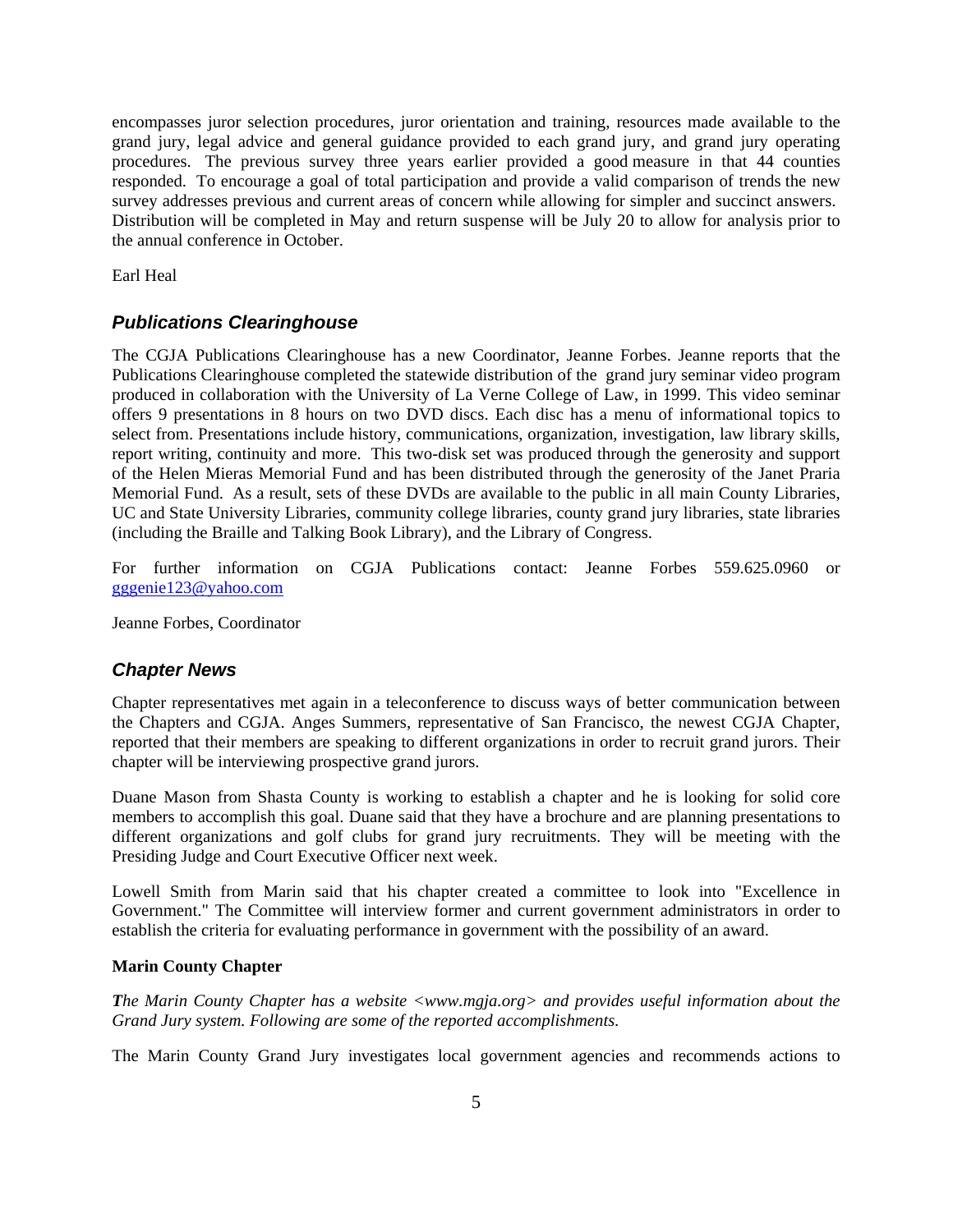encompasses juror selection procedures, juror orientation and training, resources made available to the grand jury, legal advice and general guidance provided to each grand jury, and grand jury operating procedures. The previous survey three years earlier provided a good measure in that 44 counties responded. To encourage a goal of total participation and provide a valid comparison of trends the new survey addresses previous and current areas of concern while allowing for simpler and succinct answers. Distribution will be completed in May and return suspense will be July 20 to allow for analysis prior to the annual conference in October.

Earl Heal

## *Publications Clearinghouse*

The CGJA Publications Clearinghouse has a new Coordinator, Jeanne Forbes. Jeanne reports that the Publications Clearinghouse completed the statewide distribution of the grand jury seminar video program produced in collaboration with the University of La Verne College of Law, in 1999. This video seminar offers 9 presentations in 8 hours on two DVD discs. Each disc has a menu of informational topics to select from. Presentations include history, communications, organization, investigation, law library skills, report writing, continuity and more. This two-disk set was produced through the generosity and support of the Helen Mieras Memorial Fund and has been distributed through the generosity of the Janet Praria Memorial Fund. As a result, sets of these DVDs are available to the public in all main County Libraries, UC and State University Libraries, community college libraries, county grand jury libraries, state libraries (including the Braille and Talking Book Library), and the Library of Congress.

For further information on CGJA Publications contact: Jeanne Forbes 559.625.0960 or gggenie123@yahoo.com

Jeanne Forbes, Coordinator

## *Chapter News*

Chapter representatives met again in a teleconference to discuss ways of better communication between the Chapters and CGJA. Anges Summers, representative of San Francisco, the newest CGJA Chapter, reported that their members are speaking to different organizations in order to recruit grand jurors. Their chapter will be interviewing prospective grand jurors.

Duane Mason from Shasta County is working to establish a chapter and he is looking for solid core members to accomplish this goal. Duane said that they have a brochure and are planning presentations to different organizations and golf clubs for grand jury recruitments. They will be meeting with the Presiding Judge and Court Executive Officer next week.

Lowell Smith from Marin said that his chapter created a committee to look into "Excellence in Government." The Committee will interview former and current government administrators in order to establish the criteria for evaluating performance in government with the possibility of an award.

**Marin County Chapter**

*The Marin County Chapter has a website <www.mgja.org> and provides useful information about the Grand Jury system. Following are some of the reported accomplishments.*

The Marin County Grand Jury investigates local government agencies and recommends actions to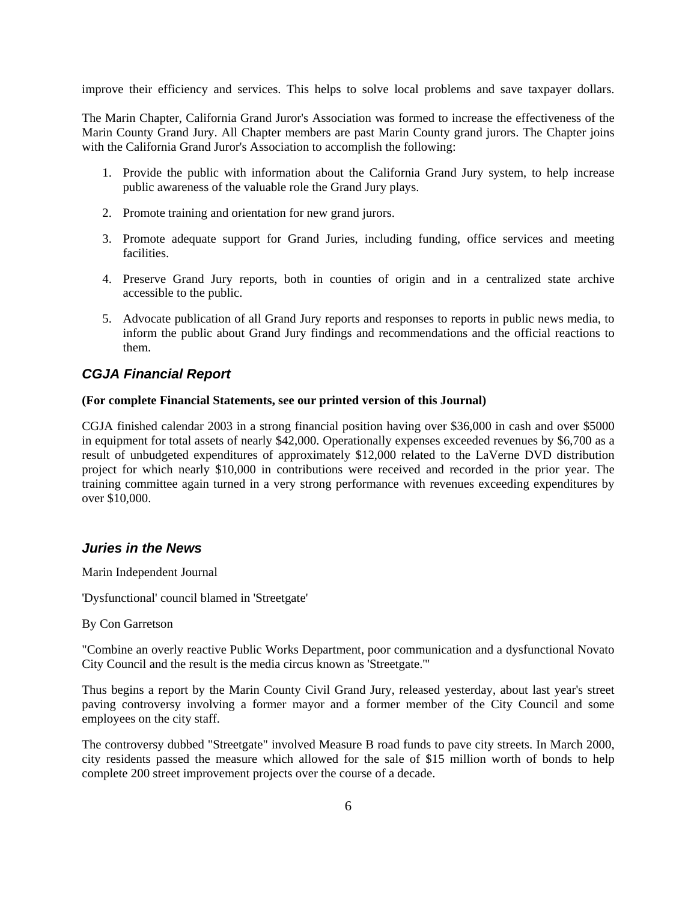improve their efficiency and services. This helps to solve local problems and save taxpayer dollars.

The Marin Chapter, California Grand Juror's Association was formed to increase the effectiveness of the Marin County Grand Jury. All Chapter members are past Marin County grand jurors. The Chapter joins with the California Grand Juror's Association to accomplish the following:

1. Provide the public with information about the California Grand Jury system, to help increase public awareness of the valuable role the Grand Jury plays.
2. Promote training and orientation for new grand jurors.
3. Promote adequate support for Grand Juries, including funding, office services and meeting facilities.
4. Preserve Grand Jury reports, both in counties of origin and in a centralized state archive accessible to the public.
5. Advocate publication of all Grand Jury reports and responses to reports in public news media, to inform the public about Grand Jury findings and recommendations and the official reactions to them.

## *CGJA Financial Report*

**(For complete Financial Statements, see our printed version of this Journal)**

CGJA finished calendar 2003 in a strong financial position having over $36,000 in cash and over $5000 in equipment for total assets of nearly $42,000. Operationally expenses exceeded revenues by $6,700 as a result of unbudgeted expenditures of approximately $12,000 related to the LaVerne DVD distribution project for which nearly $10,000 in contributions were received and recorded in the prior year. The training committee again turned in a very strong performance with revenues exceeding expenditures by over $10,000.

## *Juries in the News*

Marin Independent Journal

'Dysfunctional' council blamed in 'Streetgate'

By Con Garretson

"Combine an overly reactive Public Works Department, poor communication and a dysfunctional Novato City Council and the result is the media circus known as 'Streetgate.'"

Thus begins a report by the Marin County Civil Grand Jury, released yesterday, about last year's street paving controversy involving a former mayor and a former member of the City Council and some employees on the city staff.

The controversy dubbed "Streetgate" involved Measure B road funds to pave city streets. In March 2000, city residents passed the measure which allowed for the sale of $15 million worth of bonds to help complete 200 street improvement projects over the course of a decade.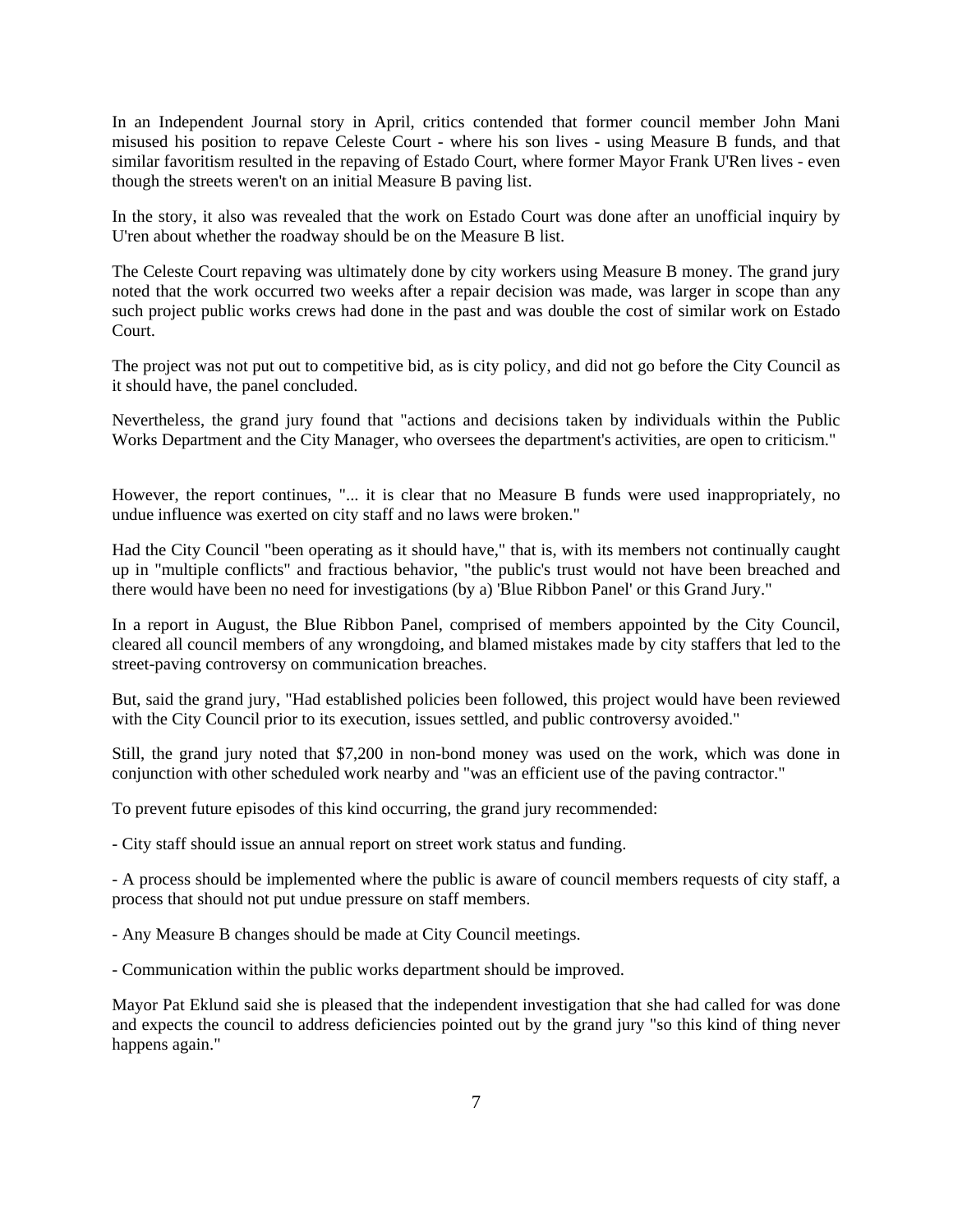In an Independent Journal story in April, critics contended that former council member John Mani misused his position to repave Celeste Court - where his son lives - using Measure B funds, and that similar favoritism resulted in the repaving of Estado Court, where former Mayor Frank U'Ren lives - even though the streets weren't on an initial Measure B paving list.

In the story, it also was revealed that the work on Estado Court was done after an unofficial inquiry by U'ren about whether the roadway should be on the Measure B list.

The Celeste Court repaving was ultimately done by city workers using Measure B money. The grand jury noted that the work occurred two weeks after a repair decision was made, was larger in scope than any such project public works crews had done in the past and was double the cost of similar work on Estado Court.

The project was not put out to competitive bid, as is city policy, and did not go before the City Council as it should have, the panel concluded.

Nevertheless, the grand jury found that "actions and decisions taken by individuals within the Public Works Department and the City Manager, who oversees the department's activities, are open to criticism."

However, the report continues, "... it is clear that no Measure B funds were used inappropriately, no undue influence was exerted on city staff and no laws were broken."

Had the City Council "been operating as it should have," that is, with its members not continually caught up in "multiple conflicts" and fractious behavior, "the public's trust would not have been breached and there would have been no need for investigations (by a) 'Blue Ribbon Panel' or this Grand Jury."

In a report in August, the Blue Ribbon Panel, comprised of members appointed by the City Council, cleared all council members of any wrongdoing, and blamed mistakes made by city staffers that led to the street-paving controversy on communication breaches.

But, said the grand jury, "Had established policies been followed, this project would have been reviewed with the City Council prior to its execution, issues settled, and public controversy avoided."

Still, the grand jury noted that $7,200 in non-bond money was used on the work, which was done in conjunction with other scheduled work nearby and "was an efficient use of the paving contractor."

To prevent future episodes of this kind occurring, the grand jury recommended:

- City staff should issue an annual report on street work status and funding.

- A process should be implemented where the public is aware of council members requests of city staff, a process that should not put undue pressure on staff members.

- Any Measure B changes should be made at City Council meetings.

- Communication within the public works department should be improved.

Mayor Pat Eklund said she is pleased that the independent investigation that she had called for was done and expects the council to address deficiencies pointed out by the grand jury "so this kind of thing never happens again."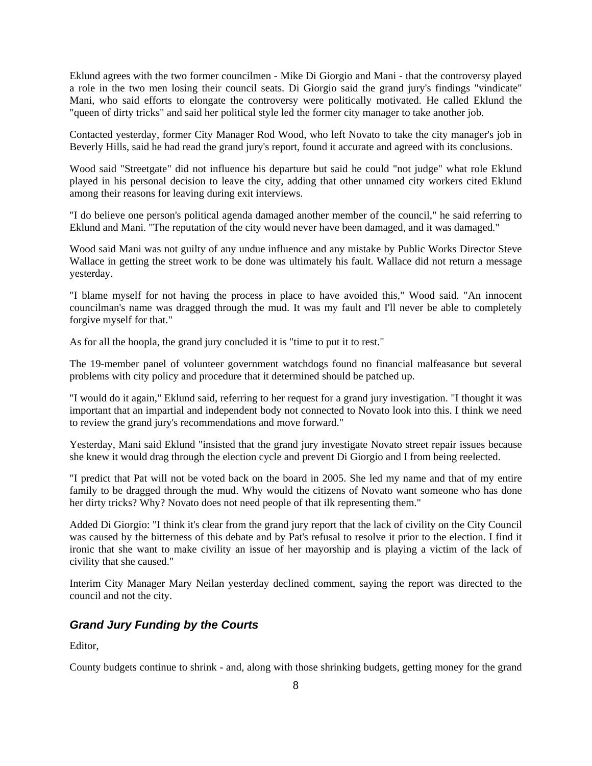Eklund agrees with the two former councilmen - Mike Di Giorgio and Mani - that the controversy played a role in the two men losing their council seats. Di Giorgio said the grand jury's findings "vindicate" Mani, who said efforts to elongate the controversy were politically motivated. He called Eklund the "queen of dirty tricks" and said her political style led the former city manager to take another job.

Contacted yesterday, former City Manager Rod Wood, who left Novato to take the city manager's job in Beverly Hills, said he had read the grand jury's report, found it accurate and agreed with its conclusions.

Wood said "Streetgate" did not influence his departure but said he could "not judge" what role Eklund played in his personal decision to leave the city, adding that other unnamed city workers cited Eklund among their reasons for leaving during exit interviews.

"I do believe one person's political agenda damaged another member of the council," he said referring to Eklund and Mani. "The reputation of the city would never have been damaged, and it was damaged."

Wood said Mani was not guilty of any undue influence and any mistake by Public Works Director Steve Wallace in getting the street work to be done was ultimately his fault. Wallace did not return a message yesterday.

"I blame myself for not having the process in place to have avoided this," Wood said. "An innocent councilman's name was dragged through the mud. It was my fault and I'll never be able to completely forgive myself for that."

As for all the hoopla, the grand jury concluded it is "time to put it to rest."

The 19-member panel of volunteer government watchdogs found no financial malfeasance but several problems with city policy and procedure that it determined should be patched up.

"I would do it again," Eklund said, referring to her request for a grand jury investigation. "I thought it was important that an impartial and independent body not connected to Novato look into this. I think we need to review the grand jury's recommendations and move forward."

Yesterday, Mani said Eklund "insisted that the grand jury investigate Novato street repair issues because she knew it would drag through the election cycle and prevent Di Giorgio and I from being reelected.

"I predict that Pat will not be voted back on the board in 2005. She led my name and that of my entire family to be dragged through the mud. Why would the citizens of Novato want someone who has done her dirty tricks? Why? Novato does not need people of that ilk representing them."

Added Di Giorgio: "I think it's clear from the grand jury report that the lack of civility on the City Council was caused by the bitterness of this debate and by Pat's refusal to resolve it prior to the election. I find it ironic that she want to make civility an issue of her mayorship and is playing a victim of the lack of civility that she caused."

Interim City Manager Mary Neilan yesterday declined comment, saying the report was directed to the council and not the city.

## *Grand Jury Funding by the Courts*

Editor,

County budgets continue to shrink - and, along with those shrinking budgets, getting money for the grand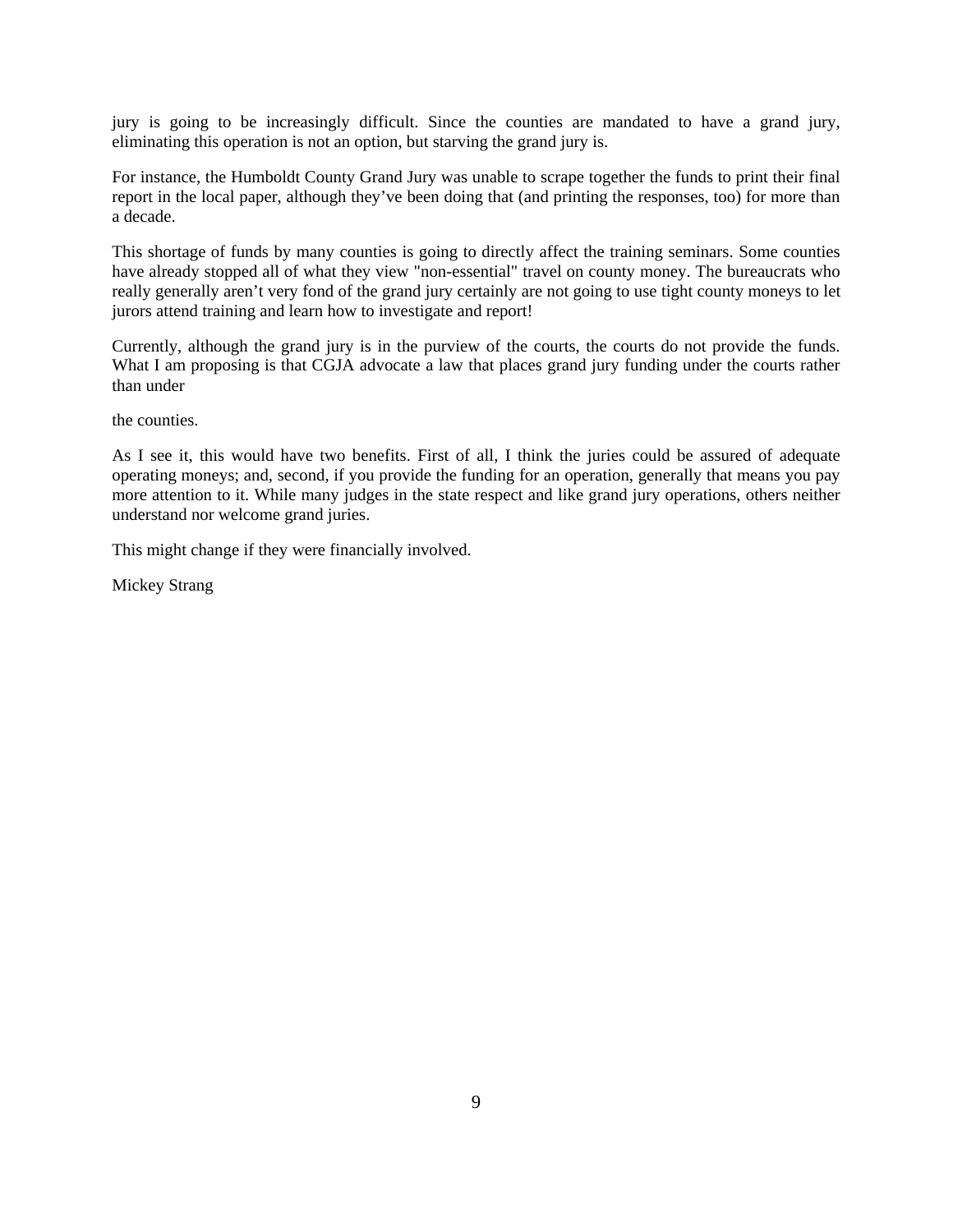jury is going to be increasingly difficult. Since the counties are mandated to have a grand jury, eliminating this operation is not an option, but starving the grand jury is.

For instance, the Humboldt County Grand Jury was unable to scrape together the funds to print their final report in the local paper, although they've been doing that (and printing the responses, too) for more than a decade.

This shortage of funds by many counties is going to directly affect the training seminars. Some counties have already stopped all of what they view "non-essential" travel on county money. The bureaucrats who really generally aren't very fond of the grand jury certainly are not going to use tight county moneys to let jurors attend training and learn how to investigate and report!

Currently, although the grand jury is in the purview of the courts, the courts do not provide the funds. What I am proposing is that CGJA advocate a law that places grand jury funding under the courts rather than under

the counties.

As I see it, this would have two benefits. First of all, I think the juries could be assured of adequate operating moneys; and, second, if you provide the funding for an operation, generally that means you pay more attention to it. While many judges in the state respect and like grand jury operations, others neither understand nor welcome grand juries.

This might change if they were financially involved.

Mickey Strang